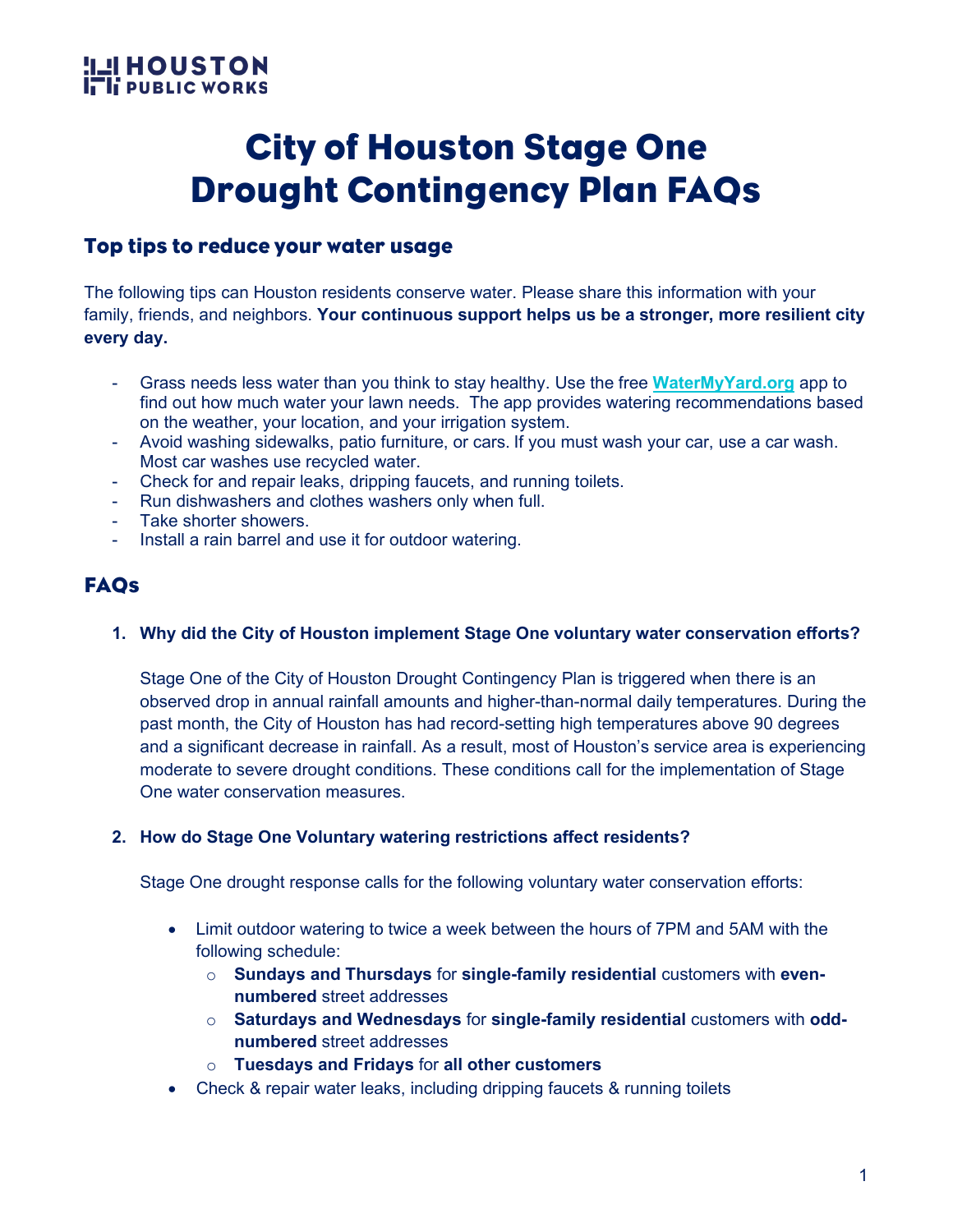HOUSTON PUBLIC WORKS

# City of Houston Stage One Drought Contingency Plan FAQs

## Top tips to reduce your water usage

The following tips can Houston residents conserve water. Please share this information with your family, friends, and neighbors. **Your continuous support helps us be a stronger, more resilient city every day.**

- Grass needs less water than you think to stay healthy. Use the free **WaterMyYard.org** app to find out how much water your lawn needs. The app provides watering recommendations based on the weather, your location, and your irrigation system.
- Avoid washing sidewalks, patio furniture, or cars. If you must wash your car, use a car wash. Most car washes use recycled water.
- Check for and repair leaks, dripping faucets, and running toilets.
- Run dishwashers and clothes washers only when full.
- Take shorter showers.
- Install a rain barrel and use it for outdoor watering.

## FAQs

**1. Why did the City of Houston implement Stage One voluntary water conservation efforts?**

Stage One of the City of Houston Drought Contingency Plan is triggered when there is an observed drop in annual rainfall amounts and higher-than-normal daily temperatures. During the past month, the City of Houston has had record-setting high temperatures above 90 degrees and a significant decrease in rainfall. As a result, most of Houston's service area is experiencing moderate to severe drought conditions. These conditions call for the implementation of Stage One water conservation measures.

**2. How do Stage One Voluntary watering restrictions affect residents?**

Stage One drought response calls for the following voluntary water conservation efforts:

- Limit outdoor watering to twice a week between the hours of 7PM and 5AM with the following schedule:
  - **Sundays and Thursdays** for **single-family residential** customers with **even-numbered** street addresses
  - **Saturdays and Wednesdays** for **single-family residential** customers with **odd-numbered** street addresses
  - **Tuesdays and Fridays** for **all other customers**
- Check & repair water leaks, including dripping faucets & running toilets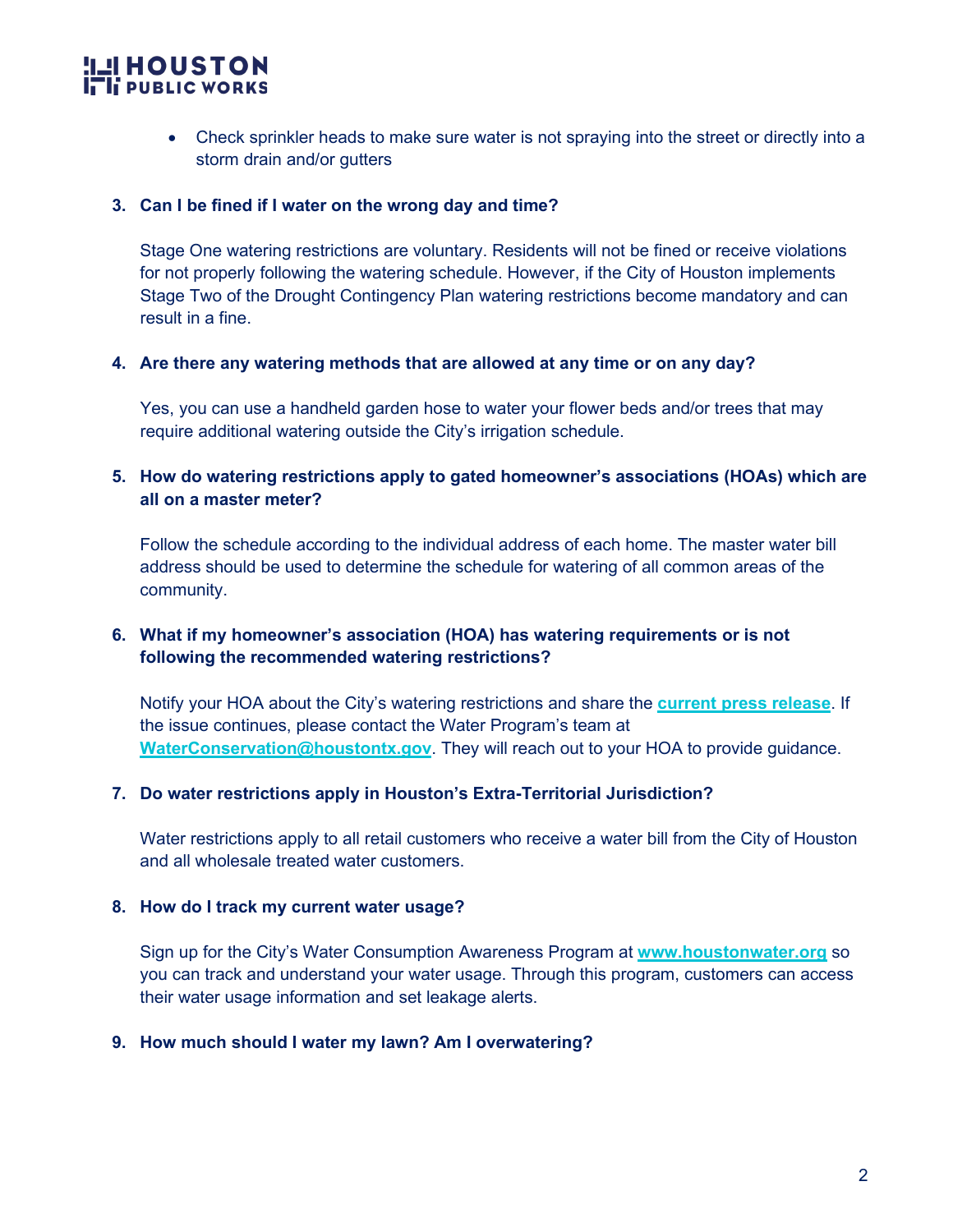- Check sprinkler heads to make sure water is not spraying into the street or directly into a storm drain and/or gutters

3. **Can I be fined if I water on the wrong day and time?**

   Stage One watering restrictions are voluntary. Residents will not be fined or receive violations for not properly following the watering schedule. However, if the City of Houston implements Stage Two of the Drought Contingency Plan watering restrictions become mandatory and can result in a fine.

4. **Are there any watering methods that are allowed at any time or on any day?**

   Yes, you can use a handheld garden hose to water your flower beds and/or trees that may require additional watering outside the City's irrigation schedule.

5. **How do watering restrictions apply to gated homeowner's associations (HOAs) which are all on a master meter?**

   Follow the schedule according to the individual address of each home. The master water bill address should be used to determine the schedule for watering of all common areas of the community.

6. **What if my homeowner's association (HOA) has watering requirements or is not following the recommended watering restrictions?**

   Notify your HOA about the City's watering restrictions and share the **current press release**. If the issue continues, please contact the Water Program's team at **WaterConservation@houstontx.gov**. They will reach out to your HOA to provide guidance.

7. **Do water restrictions apply in Houston's Extra-Territorial Jurisdiction?**

   Water restrictions apply to all retail customers who receive a water bill from the City of Houston and all wholesale treated water customers.

8. **How do I track my current water usage?**

   Sign up for the City's Water Consumption Awareness Program at **www.houstonwater.org** so you can track and understand your water usage. Through this program, customers can access their water usage information and set leakage alerts.

9. **How much should I water my lawn? Am I overwatering?**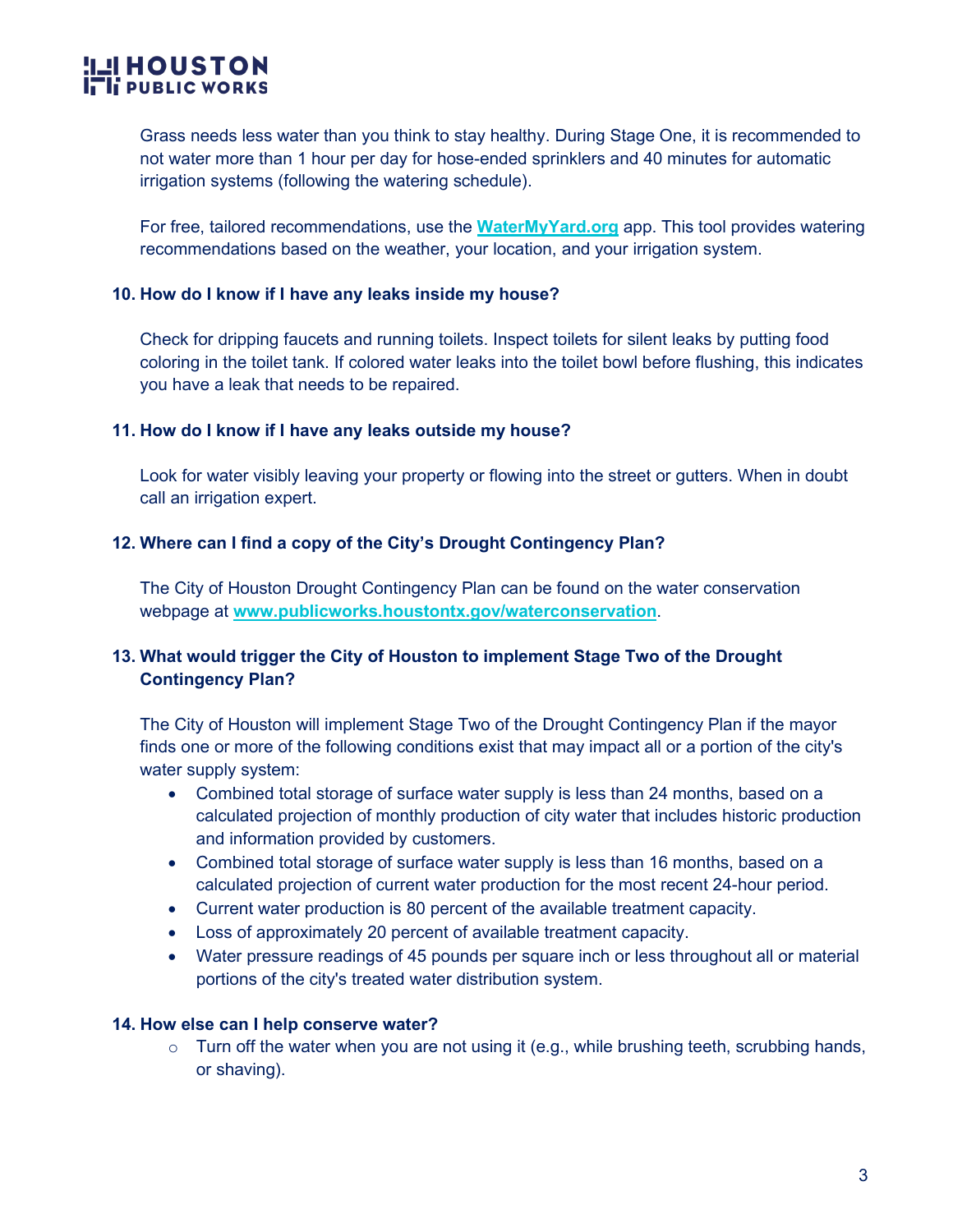Grass needs less water than you think to stay healthy. During Stage One, it is recommended to not water more than 1 hour per day for hose-ended sprinklers and 40 minutes for automatic irrigation systems (following the watering schedule).

For free, tailored recommendations, use the **WaterMyYard.org** app. This tool provides watering recommendations based on the weather, your location, and your irrigation system.

**10. How do I know if I have any leaks inside my house?**

Check for dripping faucets and running toilets. Inspect toilets for silent leaks by putting food coloring in the toilet tank. If colored water leaks into the toilet bowl before flushing, this indicates you have a leak that needs to be repaired.

**11. How do I know if I have any leaks outside my house?**

Look for water visibly leaving your property or flowing into the street or gutters. When in doubt call an irrigation expert.

**12. Where can I find a copy of the City's Drought Contingency Plan?**

The City of Houston Drought Contingency Plan can be found on the water conservation webpage at **www.publicworks.houstontx.gov/waterconservation**.

**13. What would trigger the City of Houston to implement Stage Two of the Drought Contingency Plan?**

The City of Houston will implement Stage Two of the Drought Contingency Plan if the mayor finds one or more of the following conditions exist that may impact all or a portion of the city's water supply system:

- Combined total storage of surface water supply is less than 24 months, based on a calculated projection of monthly production of city water that includes historic production and information provided by customers.
- Combined total storage of surface water supply is less than 16 months, based on a calculated projection of current water production for the most recent 24-hour period.
- Current water production is 80 percent of the available treatment capacity.
- Loss of approximately 20 percent of available treatment capacity.
- Water pressure readings of 45 pounds per square inch or less throughout all or material portions of the city's treated water distribution system.

**14. How else can I help conserve water?**

- Turn off the water when you are not using it (e.g., while brushing teeth, scrubbing hands, or shaving).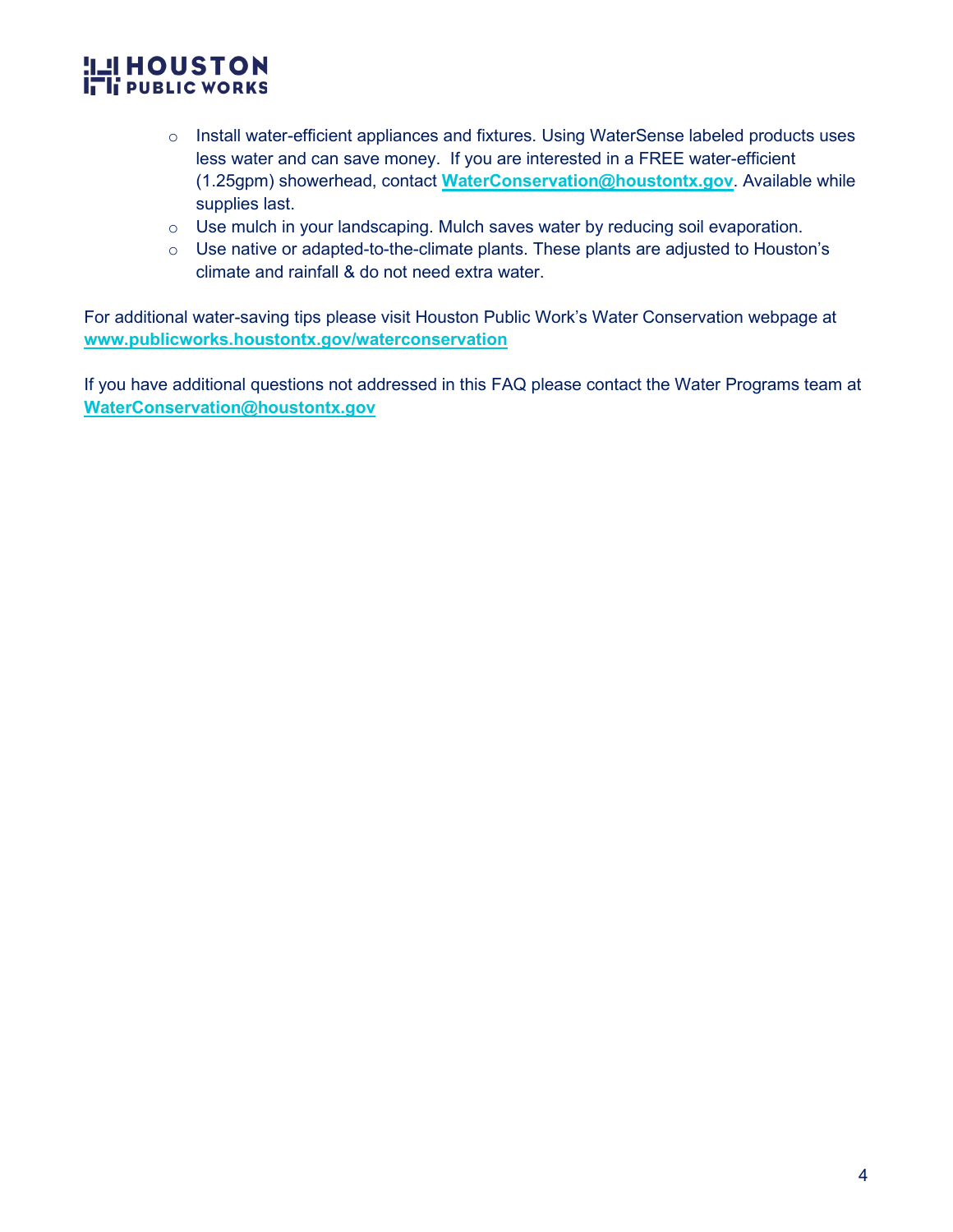- Install water-efficient appliances and fixtures. Using WaterSense labeled products uses less water and can save money. If you are interested in a FREE water-efficient (1.25gpm) showerhead, contact **WaterConservation@houstontx.gov**. Available while supplies last.
- Use mulch in your landscaping. Mulch saves water by reducing soil evaporation.
- Use native or adapted-to-the-climate plants. These plants are adjusted to Houston's climate and rainfall & do not need extra water.

For additional water-saving tips please visit Houston Public Work's Water Conservation webpage at **www.publicworks.houstontx.gov/waterconservation**

If you have additional questions not addressed in this FAQ please contact the Water Programs team at **WaterConservation@houstontx.gov**